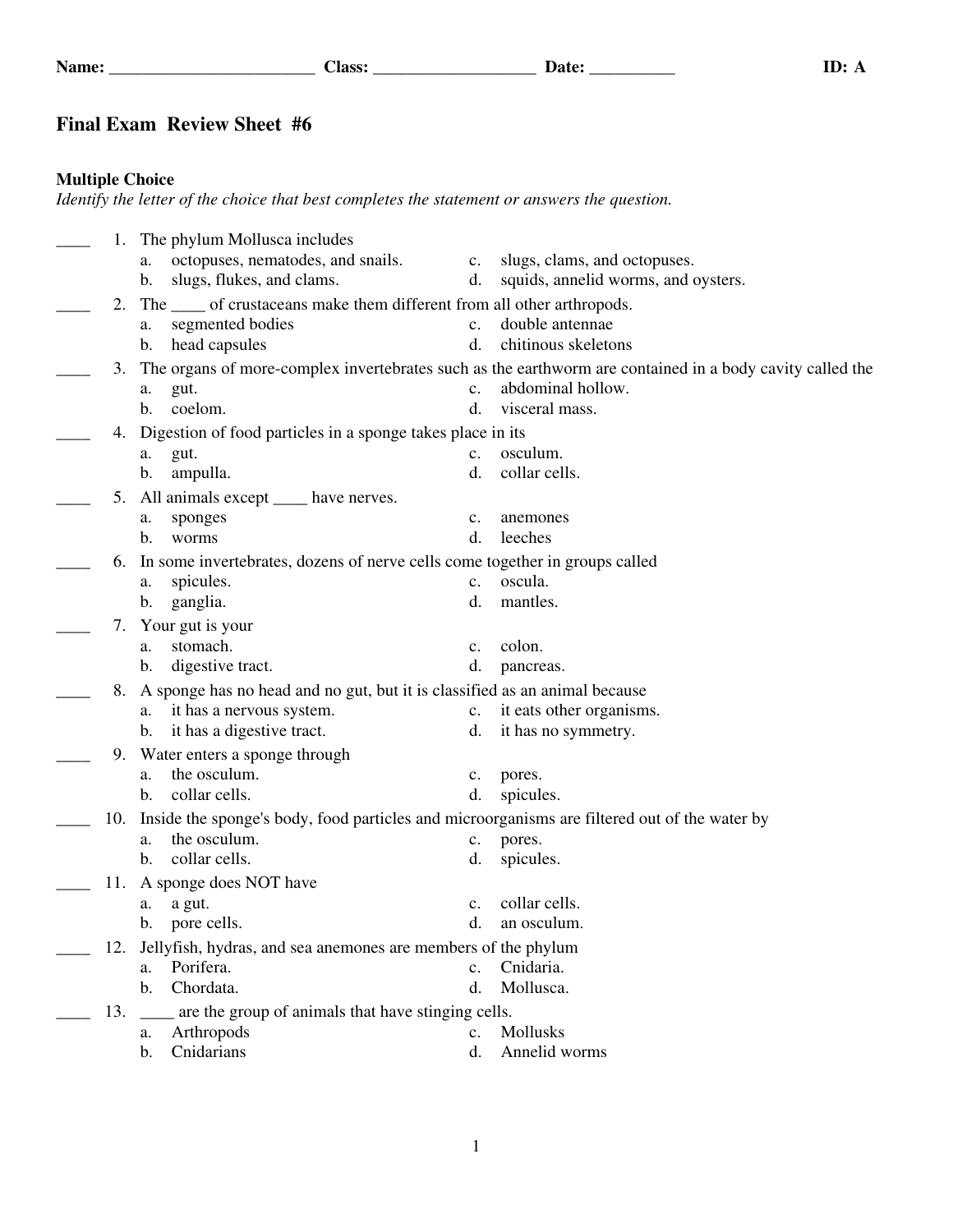Name: ________________________ Class: ___________________ Date: __________ ID: A

# Final Exam Review Sheet #6

## Multiple Choice

*Identify the letter of the choice that best completes the statement or answers the question.*

____ 1. The phylum Mollusca includes
   a. octopuses, nematodes, and snails.
   b. slugs, flukes, and clams.
   c. slugs, clams, and octopuses.
   d. squids, annelid worms, and oysters.

____ 2. The ____ of crustaceans make them different from all other arthropods.
   a. segmented bodies
   b. head capsules
   c. double antennae
   d. chitinous skeletons

____ 3. The organs of more-complex invertebrates such as the earthworm are contained in a body cavity called the
   a. gut.
   b. coelom.
   c. abdominal hollow.
   d. visceral mass.

____ 4. Digestion of food particles in a sponge takes place in its
   a. gut.
   b. ampulla.
   c. osculum.
   d. collar cells.

____ 5. All animals except ____ have nerves.
   a. sponges
   b. worms
   c. anemones
   d. leeches

____ 6. In some invertebrates, dozens of nerve cells come together in groups called
   a. spicules.
   b. ganglia.
   c. oscula.
   d. mantles.

____ 7. Your gut is your
   a. stomach.
   b. digestive tract.
   c. colon.
   d. pancreas.

____ 8. A sponge has no head and no gut, but it is classified as an animal because
   a. it has a nervous system.
   b. it has a digestive tract.
   c. it eats other organisms.
   d. it has no symmetry.

____ 9. Water enters a sponge through
   a. the osculum.
   b. collar cells.
   c. pores.
   d. spicules.

____ 10. Inside the sponge's body, food particles and microorganisms are filtered out of the water by
   a. the osculum.
   b. collar cells.
   c. pores.
   d. spicules.

____ 11. A sponge does NOT have
   a. a gut.
   b. pore cells.
   c. collar cells.
   d. an osculum.

____ 12. Jellyfish, hydras, and sea anemones are members of the phylum
   a. Porifera.
   b. Chordata.
   c. Cnidaria.
   d. Mollusca.

____ 13. ____ are the group of animals that have stinging cells.
   a. Arthropods
   b. Cnidarians
   c. Mollusks
   d. Annelid worms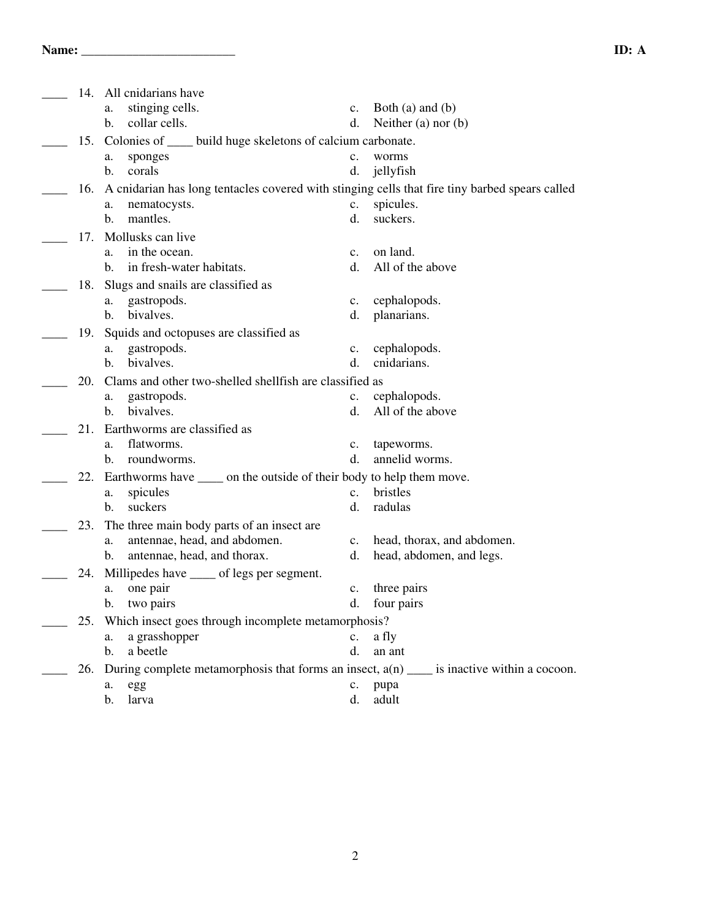Name: ________________________ ID: A

____ 14. All cnidarians have
   a. stinging cells.
   b. collar cells.
   c. Both (a) and (b)
   d. Neither (a) nor (b)

____ 15. Colonies of ____ build huge skeletons of calcium carbonate.
   a. sponges
   b. corals
   c. worms
   d. jellyfish

____ 16. A cnidarian has long tentacles covered with stinging cells that fire tiny barbed spears called
   a. nematocysts.
   b. mantles.
   c. spicules.
   d. suckers.

____ 17. Mollusks can live
   a. in the ocean.
   b. in fresh-water habitats.
   c. on land.
   d. All of the above

____ 18. Slugs and snails are classified as
   a. gastropods.
   b. bivalves.
   c. cephalopods.
   d. planarians.

____ 19. Squids and octopuses are classified as
   a. gastropods.
   b. bivalves.
   c. cephalopods.
   d. cnidarians.

____ 20. Clams and other two-shelled shellfish are classified as
   a. gastropods.
   b. bivalves.
   c. cephalopods.
   d. All of the above

____ 21. Earthworms are classified as
   a. flatworms.
   b. roundworms.
   c. tapeworms.
   d. annelid worms.

____ 22. Earthworms have ____ on the outside of their body to help them move.
   a. spicules
   b. suckers
   c. bristles
   d. radulas

____ 23. The three main body parts of an insect are
   a. antennae, head, and abdomen.
   b. antennae, head, and thorax.
   c. head, thorax, and abdomen.
   d. head, abdomen, and legs.

____ 24. Millipedes have ____ of legs per segment.
   a. one pair
   b. two pairs
   c. three pairs
   d. four pairs

____ 25. Which insect goes through incomplete metamorphosis?
   a. a grasshopper
   b. a beetle
   c. a fly
   d. an ant

____ 26. During complete metamorphosis that forms an insect, a(n) ____ is inactive within a cocoon.
   a. egg
   b. larva
   c. pupa
   d. adult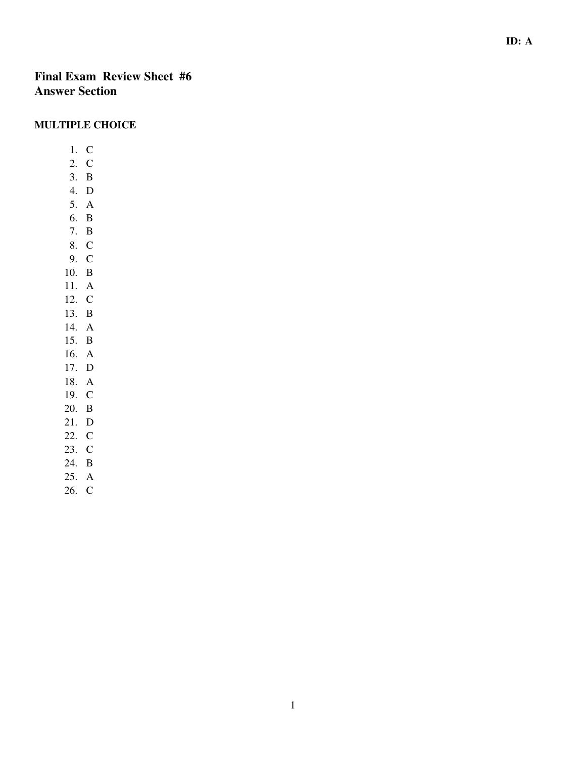ID: A

# Final Exam Review Sheet #6
# Answer Section

## MULTIPLE CHOICE

1. C
2. C
3. B
4. D
5. A
6. B
7. B
8. C
9. C
10. B
11. A
12. C
13. B
14. A
15. B
16. A
17. D
18. A
19. C
20. B
21. D
22. C
23. C
24. B
25. A
26. C